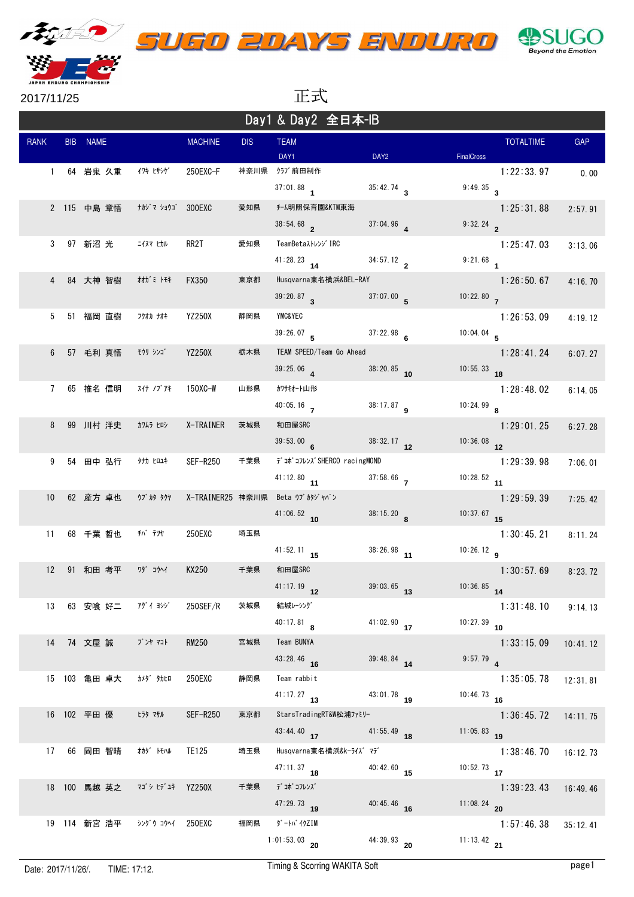# SUGO 2DAYS ENDURO

2017/11/25

正式

## Day1 & Day2 全日本-IB

| RANK | BIB | NAME | | MACHINE | DIS | TEAM | | | | | | TOTALTIME | GAP |
|---|---|---|---|---|---|---|---|---|---|---|---|---|---|
| | | | | | | DAY1 | | DAY2 | | FinalCross | | | |
| 1 | 64 | 岩鬼 久重 | ｲﾜｷ ﾋｻｼｹﾞ | 250EXC-F | 神奈川県 | ｸﾗﾌﾞ 前田制作 | | | | | | 1:22:33.97 | 0.00 |
| | | | | | | 37:01.88 | 1 | 35:42.74 | 3 | 9:49.35 | 3 | | |
| 2 | 115 | 中島 章悟 | ﾅｶｼﾞﾏ ｼｮｳｺﾞ | 300EXC | 愛知県 | ﾁｰﾑ明照保育園&KTM東海 | | | | | | 1:25:31.88 | 2:57.91 |
| | | | | | | 38:54.68 | 2 | 37:04.96 | 4 | 9:32.24 | 2 | | |
| 3 | 97 | 新沼 光 | ﾆｲﾇﾏ ﾋｶﾙ | RR2T | 愛知県 | TeamBetaｽﾄﾚﾝｼﾞIRC | | | | | | 1:25:47.03 | 3:13.06 |
| | | | | | | 41:28.23 | 14 | 34:57.12 | 2 | 9:21.68 | 1 | | |
| 4 | 84 | 大神 智樹 | ｵｵｶﾞﾐ ﾄﾓｷ | FX350 | 東京都 | Husqvarna東名横浜&BEL-RAY | | | | | | 1:26:50.67 | 4:16.70 |
| | | | | | | 39:20.87 | 3 | 37:07.00 | 5 | 10:22.80 | 7 | | |
| 5 | 51 | 福岡 直樹 | ﾌｸｵｶ ﾅｵｷ | YZ250X | 静岡県 | YMC&YEC | | | | | | 1:26:53.09 | 4:19.12 |
| | | | | | | 39:26.07 | 5 | 37:22.98 | 6 | 10:04.04 | 5 | | |
| 6 | 57 | 毛利 真悟 | ﾓｳﾘ ｼﾝｺﾞ | YZ250X | 栃木県 | TEAM SPEED/Team Go Ahead | | | | | | 1:28:41.24 | 6:07.27 |
| | | | | | | 39:25.06 | 4 | 38:20.85 | 10 | 10:55.33 | 18 | | |
| 7 | 65 | 推名 信明 | ｽｲﾅ ﾉﾌﾞｱｷ | 150XC-W | 山形県 | ｶﾜｻｷｵｰﾄ山形 | | | | | | 1:28:48.02 | 6:14.05 |
| | | | | | | 40:05.16 | 7 | 38:17.87 | 9 | 10:24.99 | 8 | | |
| 8 | 99 | 川村 洋史 | ｶﾜﾑﾗ ﾋﾛｼ | X-TRAINER | 茨城県 | 和田屋SRC | | | | | | 1:29:01.25 | 6:27.28 |
| | | | | | | 39:53.00 | 6 | 38:32.17 | 12 | 10:36.08 | 12 | | |
| 9 | 54 | 田中 弘行 | ﾀﾅｶ ﾋﾛﾕｷ | SEF-R250 | 千葉県 | ﾃﾞｺﾎﾞｺﾚﾝｽﾞSHERCO racingMOND | | | | | | 1:29:39.98 | 7:06.01 |
| | | | | | | 41:12.80 | 11 | 37:58.66 | 7 | 10:28.52 | 11 | | |
| 10 | 62 | 産方 卓也 | ｳﾌﾞｶﾀ ﾀｸﾔ | X-TRAINER25 | 神奈川県 | Beta ｳﾌﾞｶﾀｼﾞｬﾊﾟﾝ | | | | | | 1:29:59.39 | 7:25.42 |
| | | | | | | 41:06.52 | 10 | 38:15.20 | 8 | 10:37.67 | 15 | | |
| 11 | 68 | 千葉 哲也 | ﾁﾊﾞ ﾃﾂﾔ | 250EXC | 埼玉県 | | | | | | | 1:30:45.21 | 8:11.24 |
| | | | | | | 41:52.11 | 15 | 38:26.98 | 11 | 10:26.12 | 9 | | |
| 12 | 91 | 和田 考平 | ﾜﾀﾞ ｺｳﾍｲ | KX250 | 千葉県 | 和田屋SRC | | | | | | 1:30:57.69 | 8:23.72 |
| | | | | | | 41:17.19 | 12 | 39:03.65 | 13 | 10:36.85 | 14 | | |
| 13 | 63 | 安喰 好二 | ｱｸﾞｲ ﾖｼｼﾞ | 250SEF/R | 茨城県 | 結城ﾚｰｼﾝｸﾞ | | | | | | 1:31:48.10 | 9:14.13 |
| | | | | | | 40:17.81 | 8 | 41:02.90 | 17 | 10:27.39 | 10 | | |
| 14 | 74 | 文屋 誠 | ﾌﾞﾝﾔ ﾏｺﾄ | RM250 | 宮城県 | Team BUNYA | | | | | | 1:33:15.09 | 10:41.12 |
| | | | | | | 43:28.46 | 16 | 39:48.84 | 14 | 9:57.79 | 4 | | |
| 15 | 103 | 亀田 卓大 | ｶﾒﾀﾞ ﾀｶﾋﾛ | 250EXC | 静岡県 | Team rabbit | | | | | | 1:35:05.78 | 12:31.81 |
| | | | | | | 41:17.27 | 13 | 43:01.78 | 19 | 10:46.73 | 16 | | |
| 16 | 102 | 平田 優 | ﾋﾗﾀ ﾏｻﾙ | SEF-R250 | 東京都 | StarsTradingRT&W松浦ﾌｧﾐﾘｰ | | | | | | 1:36:45.72 | 14:11.75 |
| | | | | | | 43:44.40 | 17 | 41:55.49 | 18 | 11:05.83 | 19 | | |
| 17 | 66 | 岡田 智晴 | ｵｶﾀﾞ ﾄﾓﾊﾙ | TE125 | 埼玉県 | Husqvarna東名横浜&k-ﾗｲｽﾞﾏﾃﾞ | | | | | | 1:38:46.70 | 16:12.73 |
| | | | | | | 47:11.37 | 18 | 40:42.60 | 15 | 10:52.73 | 17 | | |
| 18 | 100 | 馬越 英之 | ﾏｺﾞｼ ﾋﾃﾞﾕｷ | YZ250X | 千葉県 | ﾃﾞｺﾎﾞｺﾚﾝｽﾞ | | | | | | 1:39:23.43 | 16:49.46 |
| | | | | | | 47:29.73 | 19 | 40:45.46 | 16 | 11:08.24 | 20 | | |
| 19 | 114 | 新宮 浩平 | ｼﾝｸﾞｳ ｺｳﾍｲ | 250EXC | 福岡県 | ﾀﾞｰﾄﾊﾟｲｸZIM | | | | | | 1:57:46.38 | 35:12.41 |
| | | | | | | 1:01:53.03 | 20 | 44:39.93 | 20 | 11:13.42 | 21 | | |

Date: 2017/11/26/. TIME: 17:12. Timing & Scorring WAKITA Soft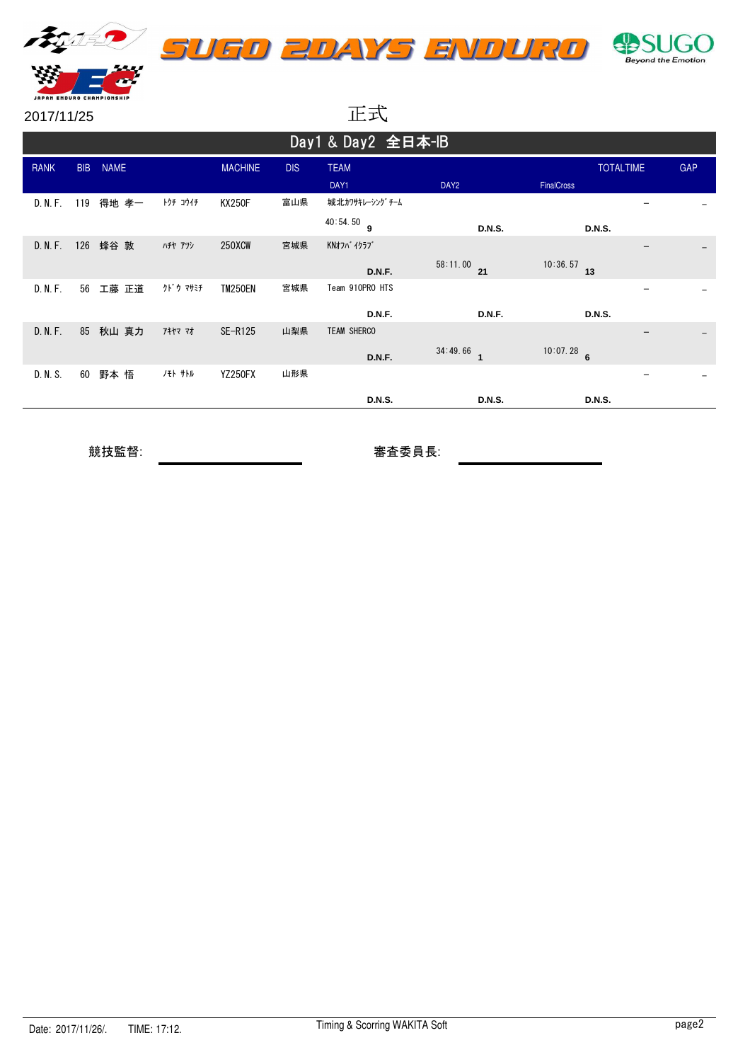SUGO 2DAYS ENDURO

2017/11/25

正式

## Day1 & Day2 全日本-IB

| RANK | BIB | NAME | | MACHINE | DIS | TEAM | | | TOTALTIME | GAP |
|---|---|---|---|---|---|---|---|---|---|---|
| | | | | | | DAY1 | DAY2 | FinalCross | | |
| D.N.F. | 119 | 得地 孝一 | ﾄｸﾁ ｺｳｲﾁ | KX250F | 富山県 | 城北カワサキレーシング チーム | | | – | – |
| | | | | | | 40:54.50 9 | D.N.S. | D.N.S. | | |
| D.N.F. | 126 | 蜂谷 敦 | ﾊﾁﾔ ｱﾂｼ | 250XCW | 宮城県 | KNｵﾌﾊﾞｲｸﾗﾌﾞ | | | – | – |
| | | | | | | D.N.F. | 58:11.00 21 | 10:36.57 13 | | |
| D.N.F. | 56 | 工藤 正道 | ｸﾄﾞｳ ﾏｻﾐﾁ | TM250EN | 宮城県 | Team 910PRO HTS | | | – | – |
| | | | | | | D.N.F. | D.N.F. | D.N.S. | | |
| D.N.F. | 85 | 秋山 真力 | ｱｷﾔﾏ ﾏｵ | SE-R125 | 山梨県 | TEAM SHERCO | | | – | – |
| | | | | | | D.N.F. | 34:49.66 1 | 10:07.28 6 | | |
| D.N.S. | 60 | 野本 悟 | ﾉﾓﾄ ｻﾄﾙ | YZ250FX | 山形県 | | | | – | – |
| | | | | | | D.N.S. | D.N.S. | D.N.S. | | |

競技監督: ______________　　　　審査委員長: ______________

Date: 2017/11/26/.　TIME: 17:12.　　Timing & Scorring WAKITA Soft